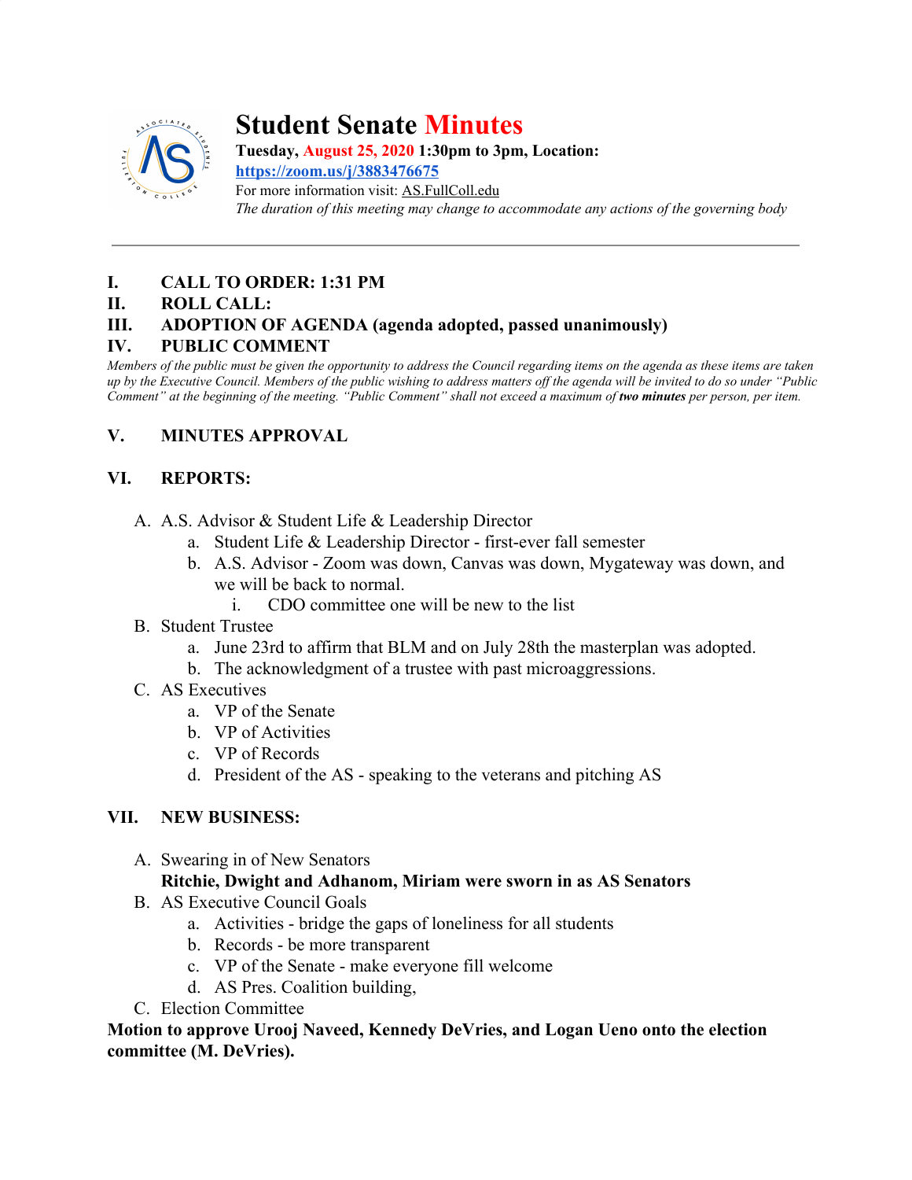# Student Senate Minutes

**Tuesday, August 25, 2020 1:30pm to 3pm, Location:**
**https://zoom.us/j/3883476675**
For more information visit: AS.FullColl.edu
*The duration of this meeting may change to accommodate any actions of the governing body*

---

## I. CALL TO ORDER: 1:31 PM

## II. ROLL CALL:

## III. ADOPTION OF AGENDA (agenda adopted, passed unanimously)

## IV. PUBLIC COMMENT

*Members of the public must be given the opportunity to address the Council regarding items on the agenda as these items are taken up by the Executive Council. Members of the public wishing to address matters off the agenda will be invited to do so under "Public Comment" at the beginning of the meeting. "Public Comment" shall not exceed a maximum of **two minutes** per person, per item.*

## V. MINUTES APPROVAL

## VI. REPORTS:

A. A.S. Advisor & Student Life & Leadership Director
   a. Student Life & Leadership Director - first-ever fall semester
   b. A.S. Advisor - Zoom was down, Canvas was down, Mygateway was down, and we will be back to normal.
      i. CDO committee one will be new to the list

B. Student Trustee
   a. June 23rd to affirm that BLM and on July 28th the masterplan was adopted.
   b. The acknowledgment of a trustee with past microaggressions.

C. AS Executives
   a. VP of the Senate
   b. VP of Activities
   c. VP of Records
   d. President of the AS - speaking to the veterans and pitching AS

## VII. NEW BUSINESS:

A. Swearing in of New Senators
   **Ritchie, Dwight and Adhanom, Miriam were sworn in as AS Senators**

B. AS Executive Council Goals
   a. Activities - bridge the gaps of loneliness for all students
   b. Records - be more transparent
   c. VP of the Senate - make everyone fill welcome
   d. AS Pres. Coalition building,

C. Election Committee

**Motion to approve Urooj Naveed, Kennedy DeVries, and Logan Ueno onto the election committee (M. DeVries).**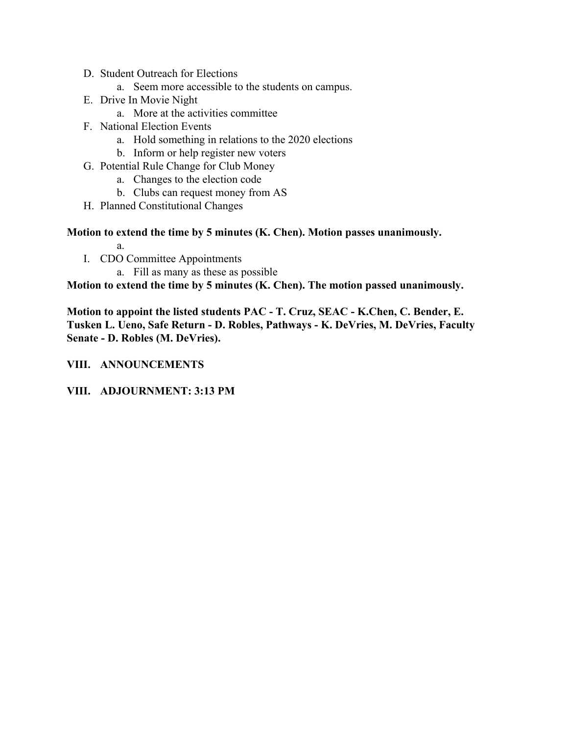D. Student Outreach for Elections
   a. Seem more accessible to the students on campus.
E. Drive In Movie Night
   a. More at the activities committee
F. National Election Events
   a. Hold something in relations to the 2020 elections
   b. Inform or help register new voters
G. Potential Rule Change for Club Money
   a. Changes to the election code
   b. Clubs can request money from AS
H. Planned Constitutional Changes

**Motion to extend the time by 5 minutes (K. Chen). Motion passes unanimously.**

   a.

I. CDO Committee Appointments
   a. Fill as many as these as possible

**Motion to extend the time by 5 minutes (K. Chen). The motion passed unanimously.**

**Motion to appoint the listed students PAC - T. Cruz, SEAC - K.Chen, C. Bender, E. Tusken L. Ueno, Safe Return - D. Robles, Pathways - K. DeVries, M. DeVries, Faculty Senate - D. Robles (M. DeVries).**

## VIII. ANNOUNCEMENTS

## VIII. ADJOURNMENT: 3:13 PM